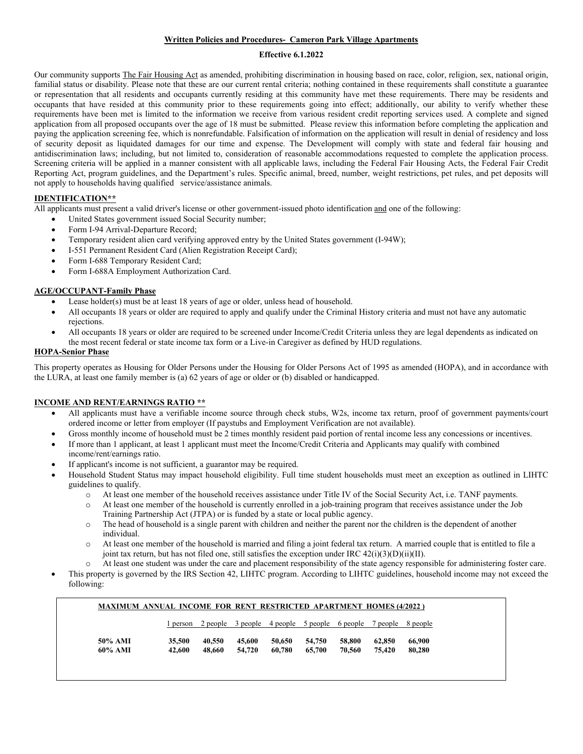## Written Policies and Procedures- Cameron Park Village Apartments

**Effective 6.1.2022**

Our community supports The Fair Housing Act as amended, prohibiting discrimination in housing based on race, color, religion, sex, national origin, familial status or disability. Please note that these are our current rental criteria; nothing contained in these requirements shall constitute a guarantee or representation that all residents and occupants currently residing at this community have met these requirements. There may be residents and occupants that have resided at this community prior to these requirements going into effect; additionally, our ability to verify whether these requirements have been met is limited to the information we receive from various resident credit reporting services used. A complete and signed application from all proposed occupants over the age of 18 must be submitted. Please review this information before completing the application and paying the application screening fee, which is nonrefundable. Falsification of information on the application will result in denial of residency and loss of security deposit as liquidated damages for our time and expense. The Development will comply with state and federal fair housing and antidiscrimination laws; including, but not limited to, consideration of reasonable accommodations requested to complete the application process. Screening criteria will be applied in a manner consistent with all applicable laws, including the Federal Fair Housing Acts, the Federal Fair Credit Reporting Act, program guidelines, and the Department's rules. Specific animal, breed, number, weight restrictions, pet rules, and pet deposits will not apply to households having qualified service/assistance animals.

### IDENTIFICATION**

All applicants must present a valid driver's license or other government-issued photo identification and one of the following:

- United States government issued Social Security number;
- Form I-94 Arrival-Departure Record;
- Temporary resident alien card verifying approved entry by the United States government (I-94W);
- I-551 Permanent Resident Card (Alien Registration Receipt Card);
- Form I-688 Temporary Resident Card;
- Form I-688A Employment Authorization Card.

### AGE/OCCUPANT-Family Phase

- Lease holder(s) must be at least 18 years of age or older, unless head of household.
- All occupants 18 years or older are required to apply and qualify under the Criminal History criteria and must not have any automatic rejections.
- All occupants 18 years or older are required to be screened under Income/Credit Criteria unless they are legal dependents as indicated on the most recent federal or state income tax form or a Live-in Caregiver as defined by HUD regulations.

### HOPA-Senior Phase

This property operates as Housing for Older Persons under the Housing for Older Persons Act of 1995 as amended (HOPA), and in accordance with the LURA, at least one family member is (a) 62 years of age or older or (b) disabled or handicapped.

### INCOME AND RENT/EARNINGS RATIO **

- All applicants must have a verifiable income source through check stubs, W2s, income tax return, proof of government payments/court ordered income or letter from employer (If paystubs and Employment Verification are not available).
- Gross monthly income of household must be 2 times monthly resident paid portion of rental income less any concessions or incentives.
- If more than 1 applicant, at least 1 applicant must meet the Income/Credit Criteria and Applicants may qualify with combined income/rent/earnings ratio.
- If applicant's income is not sufficient, a guarantor may be required.
- Household Student Status may impact household eligibility. Full time student households must meet an exception as outlined in LIHTC guidelines to qualify.
  - At least one member of the household receives assistance under Title IV of the Social Security Act, i.e. TANF payments.
  - At least one member of the household is currently enrolled in a job-training program that receives assistance under the Job Training Partnership Act (JTPA) or is funded by a state or local public agency.
  - The head of household is a single parent with children and neither the parent nor the children is the dependent of another individual.
  - At least one member of the household is married and filing a joint federal tax return. A married couple that is entitled to file a joint tax return, but has not filed one, still satisfies the exception under IRC 42(i)(3)(D)(ii)(II).
  - At least one student was under the care and placement responsibility of the state agency responsible for administering foster care.
- This property is governed by the IRS Section 42, LIHTC program. According to LIHTC guidelines, household income may not exceed the following:

**MAXIMUM ANNUAL INCOME FOR RENT RESTRICTED APARTMENT HOMES (4/2022 )**

| | 1 person | 2 people | 3 people | 4 people | 5 people | 6 people | 7 people | 8 people |
|---|---|---|---|---|---|---|---|---|
| **50% AMI** | **35,500** | **40,550** | **45,600** | **50,650** | **54,750** | **58,800** | **62,850** | **66,900** |
| **60% AMI** | **42,600** | **48,660** | **54,720** | **60,780** | **65,700** | **70,560** | **75,420** | **80,280** |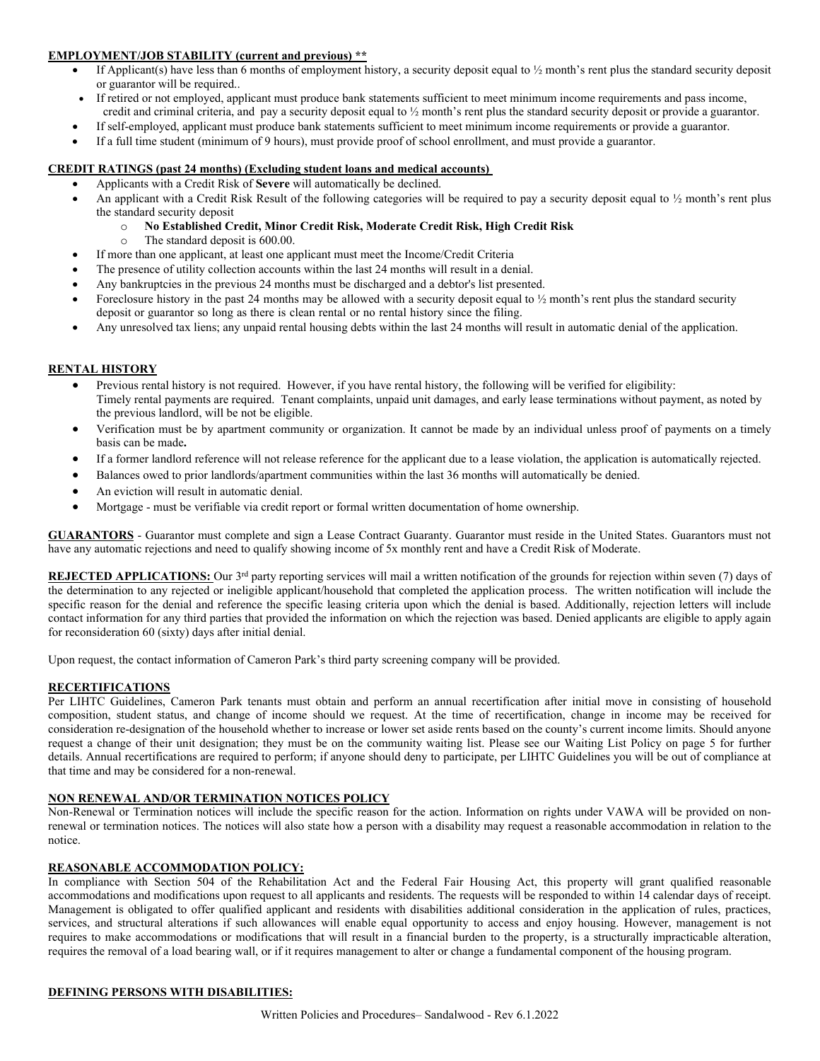**EMPLOYMENT/JOB STABILITY (current and previous) \*\***

- If Applicant(s) have less than 6 months of employment history, a security deposit equal to ½ month's rent plus the standard security deposit or guarantor will be required..
- If retired or not employed, applicant must produce bank statements sufficient to meet minimum income requirements and pass income, credit and criminal criteria, and pay a security deposit equal to ½ month's rent plus the standard security deposit or provide a guarantor.
- If self-employed, applicant must produce bank statements sufficient to meet minimum income requirements or provide a guarantor.
- If a full time student (minimum of 9 hours), must provide proof of school enrollment, and must provide a guarantor.

**CREDIT RATINGS (past 24 months) (Excluding student loans and medical accounts)**

- Applicants with a Credit Risk of **Severe** will automatically be declined.
- An applicant with a Credit Risk Result of the following categories will be required to pay a security deposit equal to ½ month's rent plus the standard security deposit
  - **No Established Credit, Minor Credit Risk, Moderate Credit Risk, High Credit Risk**
  - The standard deposit is 600.00.
- If more than one applicant, at least one applicant must meet the Income/Credit Criteria
- The presence of utility collection accounts within the last 24 months will result in a denial.
- Any bankruptcies in the previous 24 months must be discharged and a debtor's list presented.
- Foreclosure history in the past 24 months may be allowed with a security deposit equal to ½ month's rent plus the standard security deposit or guarantor so long as there is clean rental or no rental history since the filing.
- Any unresolved tax liens; any unpaid rental housing debts within the last 24 months will result in automatic denial of the application.

**RENTAL HISTORY**

- Previous rental history is not required. However, if you have rental history, the following will be verified for eligibility: Timely rental payments are required. Tenant complaints, unpaid unit damages, and early lease terminations without payment, as noted by the previous landlord, will be not be eligible.
- Verification must be by apartment community or organization. It cannot be made by an individual unless proof of payments on a timely basis can be made**.**
- If a former landlord reference will not release reference for the applicant due to a lease violation, the application is automatically rejected.
- Balances owed to prior landlords/apartment communities within the last 36 months will automatically be denied.
- An eviction will result in automatic denial.
- Mortgage - must be verifiable via credit report or formal written documentation of home ownership.

**GUARANTORS** - Guarantor must complete and sign a Lease Contract Guaranty. Guarantor must reside in the United States. Guarantors must not have any automatic rejections and need to qualify showing income of 5x monthly rent and have a Credit Risk of Moderate.

**REJECTED APPLICATIONS:** Our 3rd party reporting services will mail a written notification of the grounds for rejection within seven (7) days of the determination to any rejected or ineligible applicant/household that completed the application process. The written notification will include the specific reason for the denial and reference the specific leasing criteria upon which the denial is based. Additionally, rejection letters will include contact information for any third parties that provided the information on which the rejection was based. Denied applicants are eligible to apply again for reconsideration 60 (sixty) days after initial denial.

Upon request, the contact information of Cameron Park's third party screening company will be provided.

**RECERTIFICATIONS**

Per LIHTC Guidelines, Cameron Park tenants must obtain and perform an annual recertification after initial move in consisting of household composition, student status, and change of income should we request. At the time of recertification, change in income may be received for consideration re-designation of the household whether to increase or lower set aside rents based on the county's current income limits. Should anyone request a change of their unit designation; they must be on the community waiting list. Please see our Waiting List Policy on page 5 for further details. Annual recertifications are required to perform; if anyone should deny to participate, per LIHTC Guidelines you will be out of compliance at that time and may be considered for a non-renewal.

**NON RENEWAL AND/OR TERMINATION NOTICES POLICY**

Non-Renewal or Termination notices will include the specific reason for the action. Information on rights under VAWA will be provided on non-renewal or termination notices. The notices will also state how a person with a disability may request a reasonable accommodation in relation to the notice.

**REASONABLE ACCOMMODATION POLICY:**

In compliance with Section 504 of the Rehabilitation Act and the Federal Fair Housing Act, this property will grant qualified reasonable accommodations and modifications upon request to all applicants and residents. The requests will be responded to within 14 calendar days of receipt. Management is obligated to offer qualified applicant and residents with disabilities additional consideration in the application of rules, practices, services, and structural alterations if such allowances will enable equal opportunity to access and enjoy housing. However, management is not requires to make accommodations or modifications that will result in a financial burden to the property, is a structurally impracticable alteration, requires the removal of a load bearing wall, or if it requires management to alter or change a fundamental component of the housing program.

**DEFINING PERSONS WITH DISABILITIES:**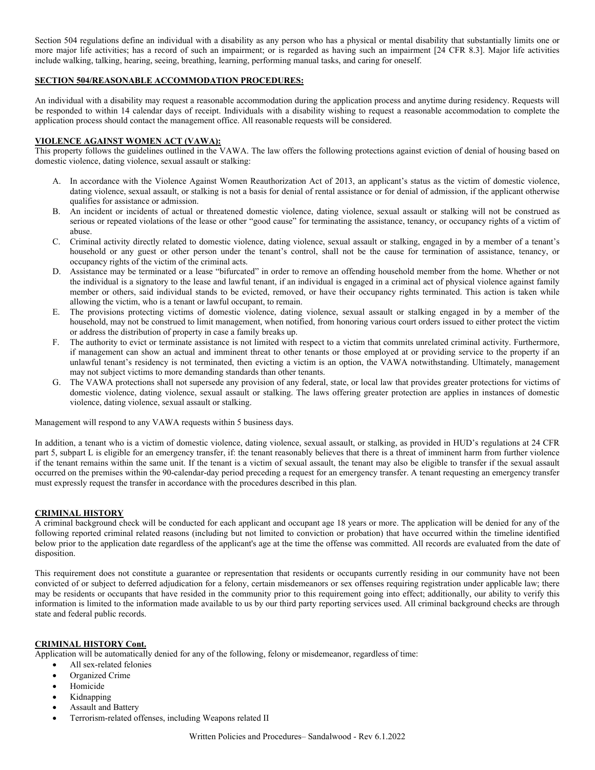Section 504 regulations define an individual with a disability as any person who has a physical or mental disability that substantially limits one or more major life activities; has a record of such an impairment; or is regarded as having such an impairment [24 CFR 8.3]. Major life activities include walking, talking, hearing, seeing, breathing, learning, performing manual tasks, and caring for oneself.

**SECTION 504/REASONABLE ACCOMMODATION PROCEDURES:**

An individual with a disability may request a reasonable accommodation during the application process and anytime during residency. Requests will be responded to within 14 calendar days of receipt. Individuals with a disability wishing to request a reasonable accommodation to complete the application process should contact the management office. All reasonable requests will be considered.

**VIOLENCE AGAINST WOMEN ACT (VAWA):**

This property follows the guidelines outlined in the VAWA. The law offers the following protections against eviction of denial of housing based on domestic violence, dating violence, sexual assault or stalking:

A. In accordance with the Violence Against Women Reauthorization Act of 2013, an applicant's status as the victim of domestic violence, dating violence, sexual assault, or stalking is not a basis for denial of rental assistance or for denial of admission, if the applicant otherwise qualifies for assistance or admission.
B. An incident or incidents of actual or threatened domestic violence, dating violence, sexual assault or stalking will not be construed as serious or repeated violations of the lease or other "good cause" for terminating the assistance, tenancy, or occupancy rights of a victim of abuse.
C. Criminal activity directly related to domestic violence, dating violence, sexual assault or stalking, engaged in by a member of a tenant's household or any guest or other person under the tenant's control, shall not be the cause for termination of assistance, tenancy, or occupancy rights of the victim of the criminal acts.
D. Assistance may be terminated or a lease "bifurcated" in order to remove an offending household member from the home. Whether or not the individual is a signatory to the lease and lawful tenant, if an individual is engaged in a criminal act of physical violence against family member or others, said individual stands to be evicted, removed, or have their occupancy rights terminated. This action is taken while allowing the victim, who is a tenant or lawful occupant, to remain.
E. The provisions protecting victims of domestic violence, dating violence, sexual assault or stalking engaged in by a member of the household, may not be construed to limit management, when notified, from honoring various court orders issued to either protect the victim or address the distribution of property in case a family breaks up.
F. The authority to evict or terminate assistance is not limited with respect to a victim that commits unrelated criminal activity. Furthermore, if management can show an actual and imminent threat to other tenants or those employed at or providing service to the property if an unlawful tenant's residency is not terminated, then evicting a victim is an option, the VAWA notwithstanding. Ultimately, management may not subject victims to more demanding standards than other tenants.
G. The VAWA protections shall not supersede any provision of any federal, state, or local law that provides greater protections for victims of domestic violence, dating violence, sexual assault or stalking. The laws offering greater protection are applies in instances of domestic violence, dating violence, sexual assault or stalking.

Management will respond to any VAWA requests within 5 business days.

In addition, a tenant who is a victim of domestic violence, dating violence, sexual assault, or stalking, as provided in HUD's regulations at 24 CFR part 5, subpart L is eligible for an emergency transfer, if: the tenant reasonably believes that there is a threat of imminent harm from further violence if the tenant remains within the same unit. If the tenant is a victim of sexual assault, the tenant may also be eligible to transfer if the sexual assault occurred on the premises within the 90-calendar-day period preceding a request for an emergency transfer. A tenant requesting an emergency transfer must expressly request the transfer in accordance with the procedures described in this plan.

**CRIMINAL HISTORY**

A criminal background check will be conducted for each applicant and occupant age 18 years or more. The application will be denied for any of the following reported criminal related reasons (including but not limited to conviction or probation) that have occurred within the timeline identified below prior to the application date regardless of the applicant's age at the time the offense was committed. All records are evaluated from the date of disposition.

This requirement does not constitute a guarantee or representation that residents or occupants currently residing in our community have not been convicted of or subject to deferred adjudication for a felony, certain misdemeanors or sex offenses requiring registration under applicable law; there may be residents or occupants that have resided in the community prior to this requirement going into effect; additionally, our ability to verify this information is limited to the information made available to us by our third party reporting services used. All criminal background checks are through state and federal public records.

**CRIMINAL HISTORY Cont.**

Application will be automatically denied for any of the following, felony or misdemeanor, regardless of time:

- All sex-related felonies
- Organized Crime
- Homicide
- Kidnapping
- Assault and Battery
- Terrorism-related offenses, including Weapons related II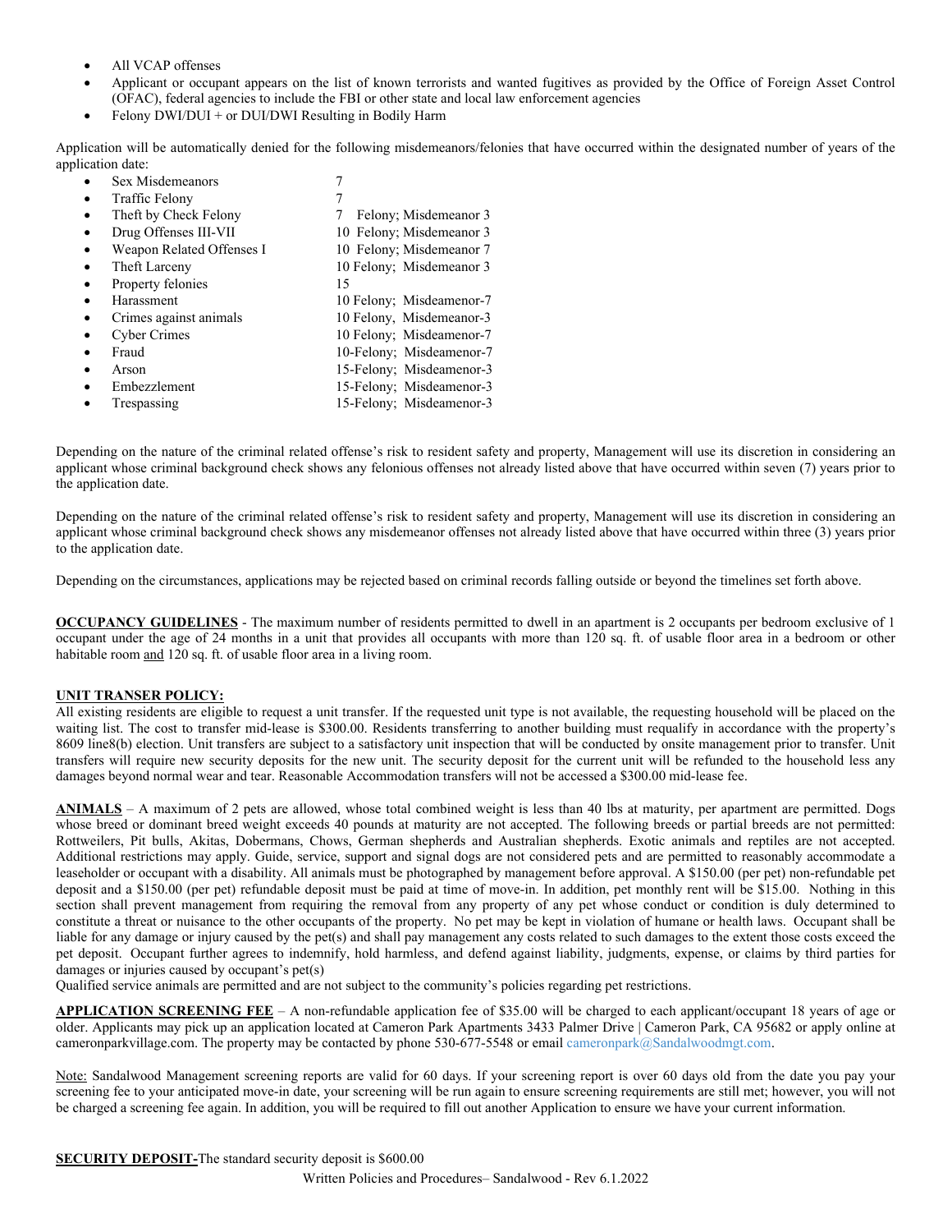- All VCAP offenses
- Applicant or occupant appears on the list of known terrorists and wanted fugitives as provided by the Office of Foreign Asset Control (OFAC), federal agencies to include the FBI or other state and local law enforcement agencies
- Felony DWI/DUI + or DUI/DWI Resulting in Bodily Harm

Application will be automatically denied for the following misdemeanors/felonies that have occurred within the designated number of years of the application date:

- Sex Misdemeanors — 7
- Traffic Felony — 7
- Theft by Check Felony — 7 Felony; Misdemeanor 3
- Drug Offenses III-VII — 10 Felony; Misdemeanor 3
- Weapon Related Offenses I — 10 Felony; Misdemeanor 7
- Theft Larceny — 10 Felony; Misdemeanor 3
- Property felonies — 15
- Harassment — 10 Felony; Misdeamenor-7
- Crimes against animals — 10 Felony, Misdemeanor-3
- Cyber Crimes — 10 Felony; Misdeamenor-7
- Fraud — 10-Felony; Misdeamenor-7
- Arson — 15-Felony; Misdeamenor-3
- Embezzlement — 15-Felony; Misdeamenor-3
- Trespassing — 15-Felony; Misdeamenor-3

Depending on the nature of the criminal related offense's risk to resident safety and property, Management will use its discretion in considering an applicant whose criminal background check shows any felonious offenses not already listed above that have occurred within seven (7) years prior to the application date.

Depending on the nature of the criminal related offense's risk to resident safety and property, Management will use its discretion in considering an applicant whose criminal background check shows any misdemeanor offenses not already listed above that have occurred within three (3) years prior to the application date.

Depending on the circumstances, applications may be rejected based on criminal records falling outside or beyond the timelines set forth above.

**OCCUPANCY GUIDELINES** - The maximum number of residents permitted to dwell in an apartment is 2 occupants per bedroom exclusive of 1 occupant under the age of 24 months in a unit that provides all occupants with more than 120 sq. ft. of usable floor area in a bedroom or other habitable room and 120 sq. ft. of usable floor area in a living room.

**UNIT TRANSER POLICY:**

All existing residents are eligible to request a unit transfer. If the requested unit type is not available, the requesting household will be placed on the waiting list. The cost to transfer mid-lease is $300.00. Residents transferring to another building must requalify in accordance with the property's 8609 line8(b) election. Unit transfers are subject to a satisfactory unit inspection that will be conducted by onsite management prior to transfer. Unit transfers will require new security deposits for the new unit. The security deposit for the current unit will be refunded to the household less any damages beyond normal wear and tear. Reasonable Accommodation transfers will not be accessed a $300.00 mid-lease fee.

**ANIMALS** – A maximum of 2 pets are allowed, whose total combined weight is less than 40 lbs at maturity, per apartment are permitted. Dogs whose breed or dominant breed weight exceeds 40 pounds at maturity are not accepted. The following breeds or partial breeds are not permitted: Rottweilers, Pit bulls, Akitas, Dobermans, Chows, German shepherds and Australian shepherds. Exotic animals and reptiles are not accepted. Additional restrictions may apply. Guide, service, support and signal dogs are not considered pets and are permitted to reasonably accommodate a leaseholder or occupant with a disability. All animals must be photographed by management before approval. A $150.00 (per pet) non-refundable pet deposit and a $150.00 (per pet) refundable deposit must be paid at time of move-in. In addition, pet monthly rent will be $15.00. Nothing in this section shall prevent management from requiring the removal from any property of any pet whose conduct or condition is duly determined to constitute a threat or nuisance to the other occupants of the property. No pet may be kept in violation of humane or health laws. Occupant shall be liable for any damage or injury caused by the pet(s) and shall pay management any costs related to such damages to the extent those costs exceed the pet deposit. Occupant further agrees to indemnify, hold harmless, and defend against liability, judgments, expense, or claims by third parties for damages or injuries caused by occupant's pet(s)

Qualified service animals are permitted and are not subject to the community's policies regarding pet restrictions.

**APPLICATION SCREENING FEE** – A non-refundable application fee of $35.00 will be charged to each applicant/occupant 18 years of age or older. Applicants may pick up an application located at Cameron Park Apartments 3433 Palmer Drive | Cameron Park, CA 95682 or apply online at cameronparkvillage.com. The property may be contacted by phone 530-677-5548 or email cameronpark@Sandalwoodmgt.com.

Note: Sandalwood Management screening reports are valid for 60 days. If your screening report is over 60 days old from the date you pay your screening fee to your anticipated move-in date, your screening will be run again to ensure screening requirements are still met; however, you will not be charged a screening fee again. In addition, you will be required to fill out another Application to ensure we have your current information.

**SECURITY DEPOSIT-**The standard security deposit is $600.00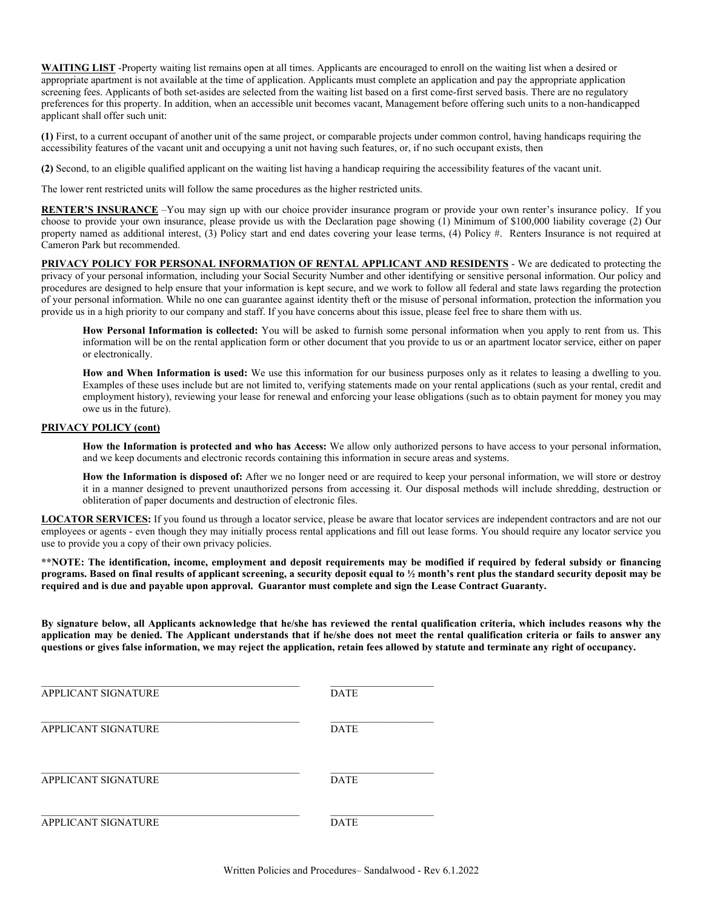**WAITING LIST** -Property waiting list remains open at all times. Applicants are encouraged to enroll on the waiting list when a desired or appropriate apartment is not available at the time of application. Applicants must complete an application and pay the appropriate application screening fees. Applicants of both set-asides are selected from the waiting list based on a first come-first served basis. There are no regulatory preferences for this property. In addition, when an accessible unit becomes vacant, Management before offering such units to a non-handicapped applicant shall offer such unit:

**(1)** First, to a current occupant of another unit of the same project, or comparable projects under common control, having handicaps requiring the accessibility features of the vacant unit and occupying a unit not having such features, or, if no such occupant exists, then

**(2)** Second, to an eligible qualified applicant on the waiting list having a handicap requiring the accessibility features of the vacant unit.

The lower rent restricted units will follow the same procedures as the higher restricted units.

**RENTER'S INSURANCE** –You may sign up with our choice provider insurance program or provide your own renter's insurance policy. If you choose to provide your own insurance, please provide us with the Declaration page showing (1) Minimum of $100,000 liability coverage (2) Our property named as additional interest, (3) Policy start and end dates covering your lease terms, (4) Policy #. Renters Insurance is not required at Cameron Park but recommended.

**PRIVACY POLICY FOR PERSONAL INFORMATION OF RENTAL APPLICANT AND RESIDENTS** - We are dedicated to protecting the privacy of your personal information, including your Social Security Number and other identifying or sensitive personal information. Our policy and procedures are designed to help ensure that your information is kept secure, and we work to follow all federal and state laws regarding the protection of your personal information. While no one can guarantee against identity theft or the misuse of personal information, protection the information you provide us in a high priority to our company and staff. If you have concerns about this issue, please feel free to share them with us.

> **How Personal Information is collected:** You will be asked to furnish some personal information when you apply to rent from us. This information will be on the rental application form or other document that you provide to us or an apartment locator service, either on paper or electronically.
>
> **How and When Information is used:** We use this information for our business purposes only as it relates to leasing a dwelling to you. Examples of these uses include but are not limited to, verifying statements made on your rental applications (such as your rental, credit and employment history), reviewing your lease for renewal and enforcing your lease obligations (such as to obtain payment for money you may owe us in the future).

**PRIVACY POLICY (cont)**

> **How the Information is protected and who has Access:** We allow only authorized persons to have access to your personal information, and we keep documents and electronic records containing this information in secure areas and systems.
>
> **How the Information is disposed of:** After we no longer need or are required to keep your personal information, we will store or destroy it in a manner designed to prevent unauthorized persons from accessing it. Our disposal methods will include shredding, destruction or obliteration of paper documents and destruction of electronic files.

**LOCATOR SERVICES:** If you found us through a locator service, please be aware that locator services are independent contractors and are not our employees or agents - even though they may initially process rental applications and fill out lease forms. You should require any locator service you use to provide you a copy of their own privacy policies.

**\*\*NOTE: The identification, income, employment and deposit requirements may be modified if required by federal subsidy or financing programs. Based on final results of applicant screening, a security deposit equal to ½ month's rent plus the standard security deposit may be required and is due and payable upon approval. Guarantor must complete and sign the Lease Contract Guaranty.**

**By signature below, all Applicants acknowledge that he/she has reviewed the rental qualification criteria, which includes reasons why the application may be denied. The Applicant understands that if he/she does not meet the rental qualification criteria or fails to answer any questions or gives false information, we may reject the application, retain fees allowed by statute and terminate any right of occupancy.**

_______________________________________ _______________
APPLICANT SIGNATURE DATE

_______________________________________ _______________
APPLICANT SIGNATURE DATE

_______________________________________ _______________
APPLICANT SIGNATURE DATE

_______________________________________ _______________
APPLICANT SIGNATURE DATE

Written Policies and Procedures– Sandalwood - Rev 6.1.2022